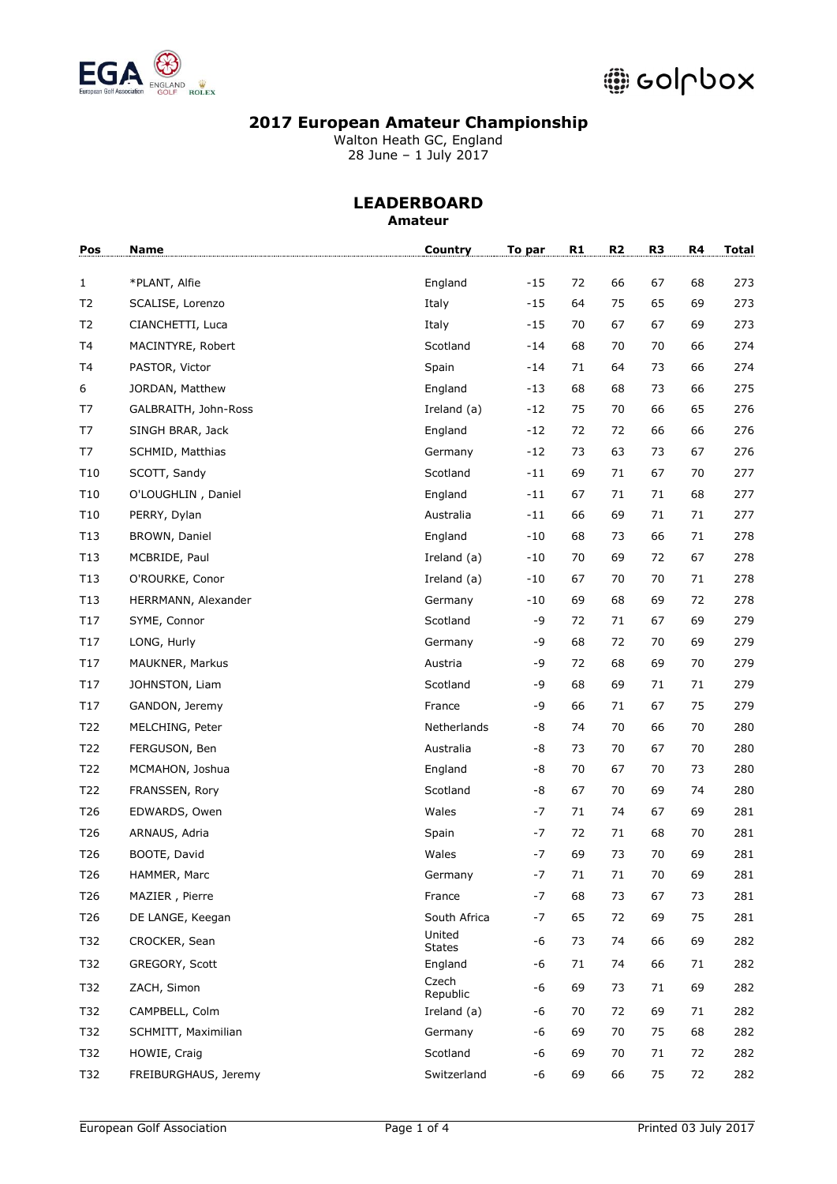# 2017 European Amateur Championship

Walton Heath GC, England
28 June – 1 July 2017

## LEADERBOARD

**Amateur**

| Pos | Name | Country | To par | R1 | R2 | R3 | R4 | Total |
|---|---|---|---|---|---|---|---|---|
| 1 | *PLANT, Alfie | England | -15 | 72 | 66 | 67 | 68 | 273 |
| T2 | SCALISE, Lorenzo | Italy | -15 | 64 | 75 | 65 | 69 | 273 |
| T2 | CIANCHETTI, Luca | Italy | -15 | 70 | 67 | 67 | 69 | 273 |
| T4 | MACINTYRE, Robert | Scotland | -14 | 68 | 70 | 70 | 66 | 274 |
| T4 | PASTOR, Victor | Spain | -14 | 71 | 64 | 73 | 66 | 274 |
| 6 | JORDAN, Matthew | England | -13 | 68 | 68 | 73 | 66 | 275 |
| T7 | GALBRAITH, John-Ross | Ireland (a) | -12 | 75 | 70 | 66 | 65 | 276 |
| T7 | SINGH BRAR, Jack | England | -12 | 72 | 72 | 66 | 66 | 276 |
| T7 | SCHMID, Matthias | Germany | -12 | 73 | 63 | 73 | 67 | 276 |
| T10 | SCOTT, Sandy | Scotland | -11 | 69 | 71 | 67 | 70 | 277 |
| T10 | O'LOUGHLIN , Daniel | England | -11 | 67 | 71 | 71 | 68 | 277 |
| T10 | PERRY, Dylan | Australia | -11 | 66 | 69 | 71 | 71 | 277 |
| T13 | BROWN, Daniel | England | -10 | 68 | 73 | 66 | 71 | 278 |
| T13 | MCBRIDE, Paul | Ireland (a) | -10 | 70 | 69 | 72 | 67 | 278 |
| T13 | O'ROURKE, Conor | Ireland (a) | -10 | 67 | 70 | 70 | 71 | 278 |
| T13 | HERRMANN, Alexander | Germany | -10 | 69 | 68 | 69 | 72 | 278 |
| T17 | SYME, Connor | Scotland | -9 | 72 | 71 | 67 | 69 | 279 |
| T17 | LONG, Hurly | Germany | -9 | 68 | 72 | 70 | 69 | 279 |
| T17 | MAUKNER, Markus | Austria | -9 | 72 | 68 | 69 | 70 | 279 |
| T17 | JOHNSTON, Liam | Scotland | -9 | 68 | 69 | 71 | 71 | 279 |
| T17 | GANDON, Jeremy | France | -9 | 66 | 71 | 67 | 75 | 279 |
| T22 | MELCHING, Peter | Netherlands | -8 | 74 | 70 | 66 | 70 | 280 |
| T22 | FERGUSON, Ben | Australia | -8 | 73 | 70 | 67 | 70 | 280 |
| T22 | MCMAHON, Joshua | England | -8 | 70 | 67 | 70 | 73 | 280 |
| T22 | FRANSSEN, Rory | Scotland | -8 | 67 | 70 | 69 | 74 | 280 |
| T26 | EDWARDS, Owen | Wales | -7 | 71 | 74 | 67 | 69 | 281 |
| T26 | ARNAUS, Adria | Spain | -7 | 72 | 71 | 68 | 70 | 281 |
| T26 | BOOTE, David | Wales | -7 | 69 | 73 | 70 | 69 | 281 |
| T26 | HAMMER, Marc | Germany | -7 | 71 | 71 | 70 | 69 | 281 |
| T26 | MAZIER , Pierre | France | -7 | 68 | 73 | 67 | 73 | 281 |
| T26 | DE LANGE, Keegan | South Africa | -7 | 65 | 72 | 69 | 75 | 281 |
| T32 | CROCKER, Sean | United States | -6 | 73 | 74 | 66 | 69 | 282 |
| T32 | GREGORY, Scott | England | -6 | 71 | 74 | 66 | 71 | 282 |
| T32 | ZACH, Simon | Czech Republic | -6 | 69 | 73 | 71 | 69 | 282 |
| T32 | CAMPBELL, Colm | Ireland (a) | -6 | 70 | 72 | 69 | 71 | 282 |
| T32 | SCHMITT, Maximilian | Germany | -6 | 69 | 70 | 75 | 68 | 282 |
| T32 | HOWIE, Craig | Scotland | -6 | 69 | 70 | 71 | 72 | 282 |
| T32 | FREIBURGHAUS, Jeremy | Switzerland | -6 | 69 | 66 | 75 | 72 | 282 |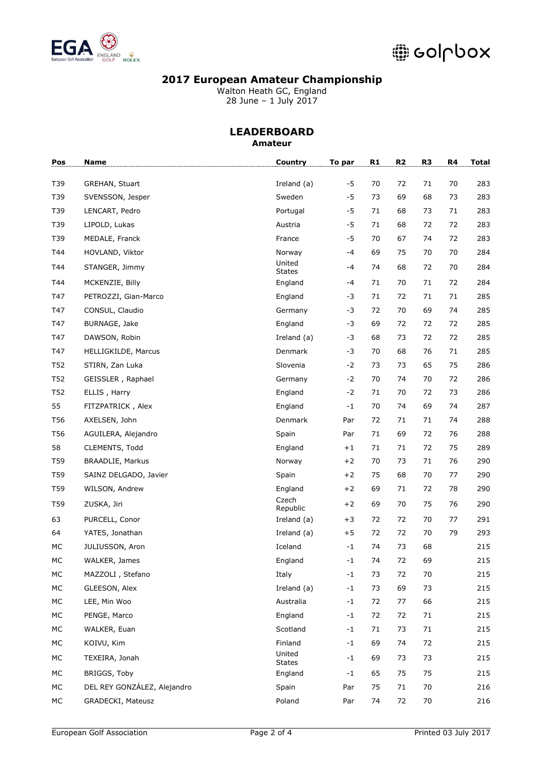## 2017 European Amateur Championship

Walton Heath GC, England
28 June – 1 July 2017

### LEADERBOARD

**Amateur**

| Pos | Name | Country | To par | R1 | R2 | R3 | R4 | Total |
|---|---|---|---|---|---|---|---|---|
| T39 | GREHAN, Stuart | Ireland (a) | -5 | 70 | 72 | 71 | 70 | 283 |
| T39 | SVENSSON, Jesper | Sweden | -5 | 73 | 69 | 68 | 73 | 283 |
| T39 | LENCART, Pedro | Portugal | -5 | 71 | 68 | 73 | 71 | 283 |
| T39 | LIPOLD, Lukas | Austria | -5 | 71 | 68 | 72 | 72 | 283 |
| T39 | MEDALE, Franck | France | -5 | 70 | 67 | 74 | 72 | 283 |
| T44 | HOVLAND, Viktor | Norway | -4 | 69 | 75 | 70 | 70 | 284 |
| T44 | STANGER, Jimmy | United States | -4 | 74 | 68 | 72 | 70 | 284 |
| T44 | MCKENZIE, Billy | England | -4 | 71 | 70 | 71 | 72 | 284 |
| T47 | PETROZZI, Gian-Marco | England | -3 | 71 | 72 | 71 | 71 | 285 |
| T47 | CONSUL, Claudio | Germany | -3 | 72 | 70 | 69 | 74 | 285 |
| T47 | BURNAGE, Jake | England | -3 | 69 | 72 | 72 | 72 | 285 |
| T47 | DAWSON, Robin | Ireland (a) | -3 | 68 | 73 | 72 | 72 | 285 |
| T47 | HELLIGKILDE, Marcus | Denmark | -3 | 70 | 68 | 76 | 71 | 285 |
| T52 | STIRN, Zan Luka | Slovenia | -2 | 73 | 73 | 65 | 75 | 286 |
| T52 | GEISSLER , Raphael | Germany | -2 | 70 | 74 | 70 | 72 | 286 |
| T52 | ELLIS , Harry | England | -2 | 71 | 70 | 72 | 73 | 286 |
| 55 | FITZPATRICK , Alex | England | -1 | 70 | 74 | 69 | 74 | 287 |
| T56 | AXELSEN, John | Denmark | Par | 72 | 71 | 71 | 74 | 288 |
| T56 | AGUILERA, Alejandro | Spain | Par | 71 | 69 | 72 | 76 | 288 |
| 58 | CLEMENTS, Todd | England | +1 | 71 | 71 | 72 | 75 | 289 |
| T59 | BRAADLIE, Markus | Norway | +2 | 70 | 73 | 71 | 76 | 290 |
| T59 | SAINZ DELGADO, Javier | Spain | +2 | 75 | 68 | 70 | 77 | 290 |
| T59 | WILSON, Andrew | England | +2 | 69 | 71 | 72 | 78 | 290 |
| T59 | ZUSKA, Jiri | Czech Republic | +2 | 69 | 70 | 75 | 76 | 290 |
| 63 | PURCELL, Conor | Ireland (a) | +3 | 72 | 72 | 70 | 77 | 291 |
| 64 | YATES, Jonathan | Ireland (a) | +5 | 72 | 72 | 70 | 79 | 293 |
| MC | JULIUSSON, Aron | Iceland | -1 | 74 | 73 | 68 | | 215 |
| MC | WALKER, James | England | -1 | 74 | 72 | 69 | | 215 |
| MC | MAZZOLI , Stefano | Italy | -1 | 73 | 72 | 70 | | 215 |
| MC | GLEESON, Alex | Ireland (a) | -1 | 73 | 69 | 73 | | 215 |
| MC | LEE, Min Woo | Australia | -1 | 72 | 77 | 66 | | 215 |
| MC | PENGE, Marco | England | -1 | 72 | 72 | 71 | | 215 |
| MC | WALKER, Euan | Scotland | -1 | 71 | 73 | 71 | | 215 |
| MC | KOIVU, Kim | Finland | -1 | 69 | 74 | 72 | | 215 |
| MC | TEXEIRA, Jonah | United States | -1 | 69 | 73 | 73 | | 215 |
| MC | BRIGGS, Toby | England | -1 | 65 | 75 | 75 | | 215 |
| MC | DEL REY GONZÁLEZ, Alejandro | Spain | Par | 75 | 71 | 70 | | 216 |
| MC | GRADECKI, Mateusz | Poland | Par | 74 | 72 | 70 | | 216 |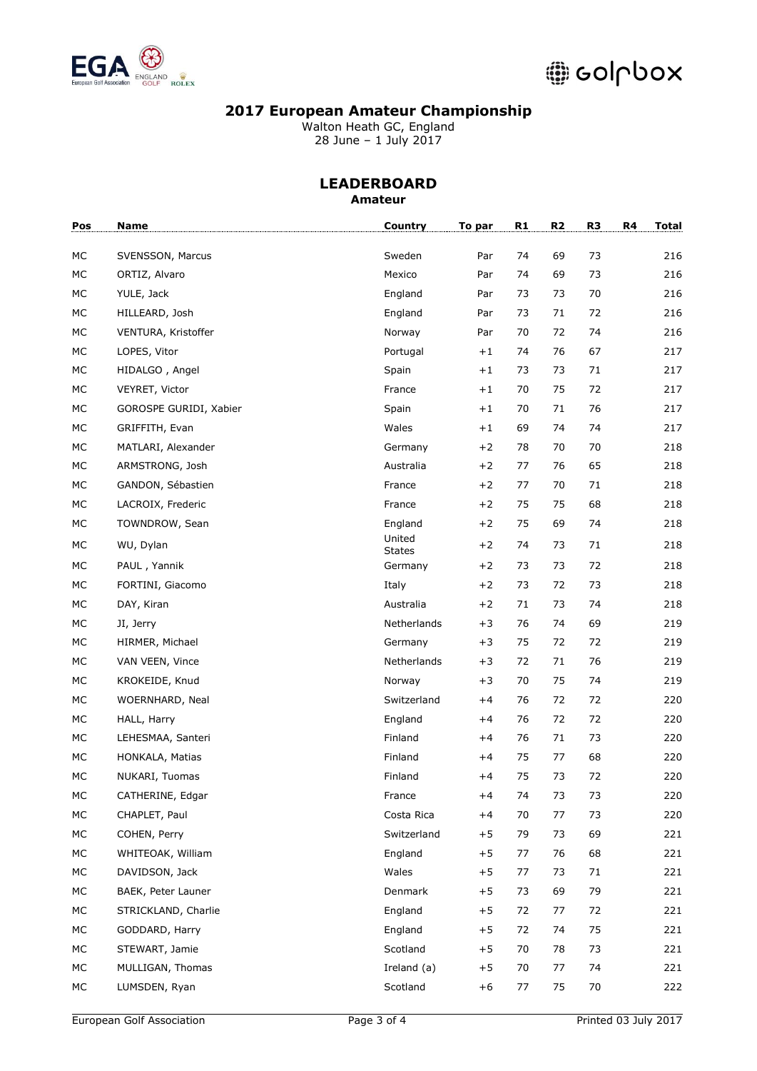# 2017 European Amateur Championship

Walton Heath GC, England
28 June – 1 July 2017

## LEADERBOARD

**Amateur**

| Pos | Name | Country | To par | R1 | R2 | R3 | R4 | Total |
|---|---|---|---|---|---|---|---|---|
| MC | SVENSSON, Marcus | Sweden | Par | 74 | 69 | 73 | | 216 |
| MC | ORTIZ, Alvaro | Mexico | Par | 74 | 69 | 73 | | 216 |
| MC | YULE, Jack | England | Par | 73 | 73 | 70 | | 216 |
| MC | HILLEARD, Josh | England | Par | 73 | 71 | 72 | | 216 |
| MC | VENTURA, Kristoffer | Norway | Par | 70 | 72 | 74 | | 216 |
| MC | LOPES, Vitor | Portugal | +1 | 74 | 76 | 67 | | 217 |
| MC | HIDALGO , Angel | Spain | +1 | 73 | 73 | 71 | | 217 |
| MC | VEYRET, Victor | France | +1 | 70 | 75 | 72 | | 217 |
| MC | GOROSPE GURIDI, Xabier | Spain | +1 | 70 | 71 | 76 | | 217 |
| MC | GRIFFITH, Evan | Wales | +1 | 69 | 74 | 74 | | 217 |
| MC | MATLARI, Alexander | Germany | +2 | 78 | 70 | 70 | | 218 |
| MC | ARMSTRONG, Josh | Australia | +2 | 77 | 76 | 65 | | 218 |
| MC | GANDON, Sébastien | France | +2 | 77 | 70 | 71 | | 218 |
| MC | LACROIX, Frederic | France | +2 | 75 | 75 | 68 | | 218 |
| MC | TOWNDROW, Sean | England | +2 | 75 | 69 | 74 | | 218 |
| MC | WU, Dylan | United States | +2 | 74 | 73 | 71 | | 218 |
| MC | PAUL , Yannik | Germany | +2 | 73 | 73 | 72 | | 218 |
| MC | FORTINI, Giacomo | Italy | +2 | 73 | 72 | 73 | | 218 |
| MC | DAY, Kiran | Australia | +2 | 71 | 73 | 74 | | 218 |
| MC | JI, Jerry | Netherlands | +3 | 76 | 74 | 69 | | 219 |
| MC | HIRMER, Michael | Germany | +3 | 75 | 72 | 72 | | 219 |
| MC | VAN VEEN, Vince | Netherlands | +3 | 72 | 71 | 76 | | 219 |
| MC | KROKEIDE, Knud | Norway | +3 | 70 | 75 | 74 | | 219 |
| MC | WOERNHARD, Neal | Switzerland | +4 | 76 | 72 | 72 | | 220 |
| MC | HALL, Harry | England | +4 | 76 | 72 | 72 | | 220 |
| MC | LEHESMAA, Santeri | Finland | +4 | 76 | 71 | 73 | | 220 |
| MC | HONKALA, Matias | Finland | +4 | 75 | 77 | 68 | | 220 |
| MC | NUKARI, Tuomas | Finland | +4 | 75 | 73 | 72 | | 220 |
| MC | CATHERINE, Edgar | France | +4 | 74 | 73 | 73 | | 220 |
| MC | CHAPLET, Paul | Costa Rica | +4 | 70 | 77 | 73 | | 220 |
| MC | COHEN, Perry | Switzerland | +5 | 79 | 73 | 69 | | 221 |
| MC | WHITEOAK, William | England | +5 | 77 | 76 | 68 | | 221 |
| MC | DAVIDSON, Jack | Wales | +5 | 77 | 73 | 71 | | 221 |
| MC | BAEK, Peter Launer | Denmark | +5 | 73 | 69 | 79 | | 221 |
| MC | STRICKLAND, Charlie | England | +5 | 72 | 77 | 72 | | 221 |
| MC | GODDARD, Harry | England | +5 | 72 | 74 | 75 | | 221 |
| MC | STEWART, Jamie | Scotland | +5 | 70 | 78 | 73 | | 221 |
| MC | MULLIGAN, Thomas | Ireland (a) | +5 | 70 | 77 | 74 | | 221 |
| MC | LUMSDEN, Ryan | Scotland | +6 | 77 | 75 | 70 | | 222 |

European Golf Association | Printed 03 July 2017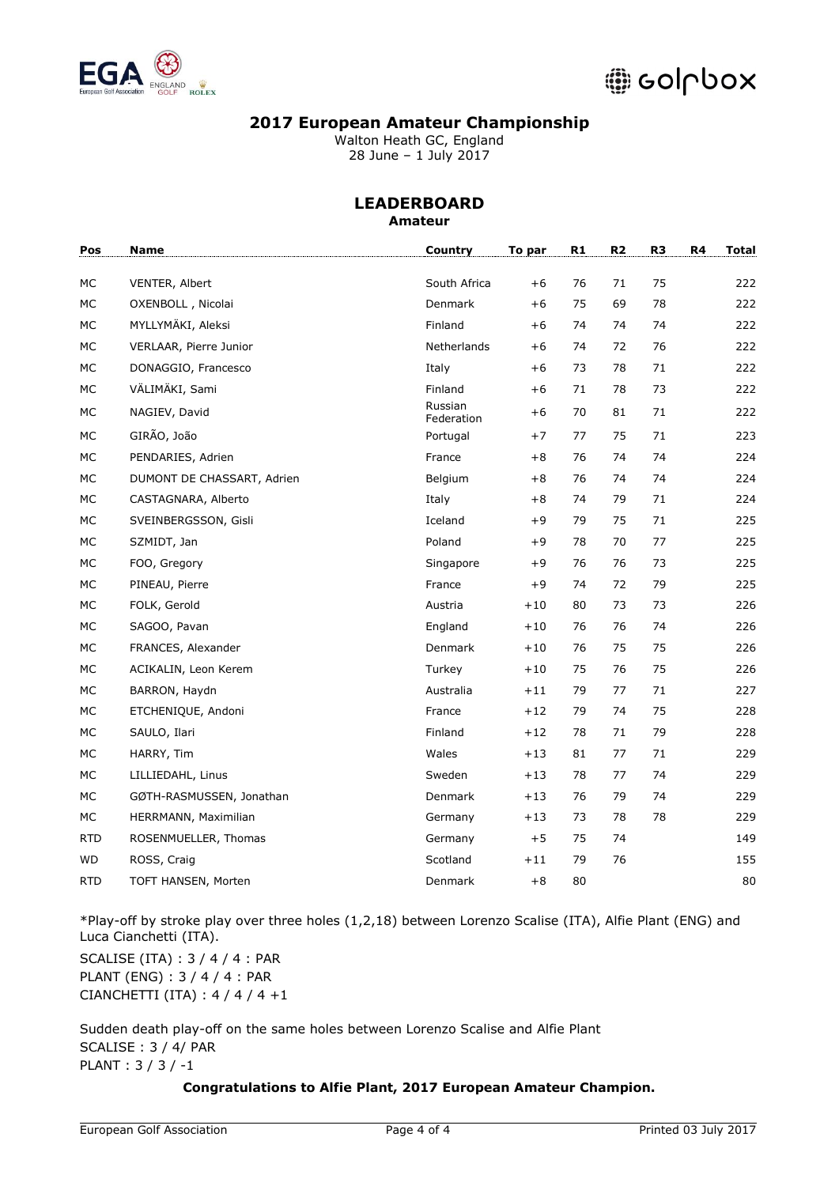## 2017 European Amateur Championship

Walton Heath GC, England
28 June – 1 July 2017

## LEADERBOARD

**Amateur**

| Pos | Name | Country | To par | R1 | R2 | R3 | R4 | Total |
|---|---|---|---|---|---|---|---|---|
| MC | VENTER, Albert | South Africa | +6 | 76 | 71 | 75 | | 222 |
| MC | OXENBOLL , Nicolai | Denmark | +6 | 75 | 69 | 78 | | 222 |
| MC | MYLLYMÄKI, Aleksi | Finland | +6 | 74 | 74 | 74 | | 222 |
| MC | VERLAAR, Pierre Junior | Netherlands | +6 | 74 | 72 | 76 | | 222 |
| MC | DONAGGIO, Francesco | Italy | +6 | 73 | 78 | 71 | | 222 |
| MC | VÄLIMÄKI, Sami | Finland | +6 | 71 | 78 | 73 | | 222 |
| MC | NAGIEV, David | Russian Federation | +6 | 70 | 81 | 71 | | 222 |
| MC | GIRÃO, João | Portugal | +7 | 77 | 75 | 71 | | 223 |
| MC | PENDARIES, Adrien | France | +8 | 76 | 74 | 74 | | 224 |
| MC | DUMONT DE CHASSART, Adrien | Belgium | +8 | 76 | 74 | 74 | | 224 |
| MC | CASTAGNARA, Alberto | Italy | +8 | 74 | 79 | 71 | | 224 |
| MC | SVEINBERGSSON, Gisli | Iceland | +9 | 79 | 75 | 71 | | 225 |
| MC | SZMIDT, Jan | Poland | +9 | 78 | 70 | 77 | | 225 |
| MC | FOO, Gregory | Singapore | +9 | 76 | 76 | 73 | | 225 |
| MC | PINEAU, Pierre | France | +9 | 74 | 72 | 79 | | 225 |
| MC | FOLK, Gerold | Austria | +10 | 80 | 73 | 73 | | 226 |
| MC | SAGOO, Pavan | England | +10 | 76 | 76 | 74 | | 226 |
| MC | FRANCES, Alexander | Denmark | +10 | 76 | 75 | 75 | | 226 |
| MC | ACIKALIN, Leon Kerem | Turkey | +10 | 75 | 76 | 75 | | 226 |
| MC | BARRON, Haydn | Australia | +11 | 79 | 77 | 71 | | 227 |
| MC | ETCHENIQUE, Andoni | France | +12 | 79 | 74 | 75 | | 228 |
| MC | SAULO, Ilari | Finland | +12 | 78 | 71 | 79 | | 228 |
| MC | HARRY, Tim | Wales | +13 | 81 | 77 | 71 | | 229 |
| MC | LILLIEDAHL, Linus | Sweden | +13 | 78 | 77 | 74 | | 229 |
| MC | GØTH-RASMUSSEN, Jonathan | Denmark | +13 | 76 | 79 | 74 | | 229 |
| MC | HERRMANN, Maximilian | Germany | +13 | 73 | 78 | 78 | | 229 |
| RTD | ROSENMUELLER, Thomas | Germany | +5 | 75 | 74 | | | 149 |
| WD | ROSS, Craig | Scotland | +11 | 79 | 76 | | | 155 |
| RTD | TOFT HANSEN, Morten | Denmark | +8 | 80 | | | | 80 |

*Play-off by stroke play over three holes (1,2,18) between Lorenzo Scalise (ITA), Alfie Plant (ENG) and Luca Cianchetti (ITA).

SCALISE (ITA) : 3 / 4 / 4 : PAR
PLANT (ENG) : 3 / 4 / 4 : PAR
CIANCHETTI (ITA) : 4 / 4 / 4 +1

Sudden death play-off on the same holes between Lorenzo Scalise and Alfie Plant
SCALISE : 3 / 4/ PAR
PLANT : 3 / 3 / -1

**Congratulations to Alfie Plant, 2017 European Amateur Champion.**